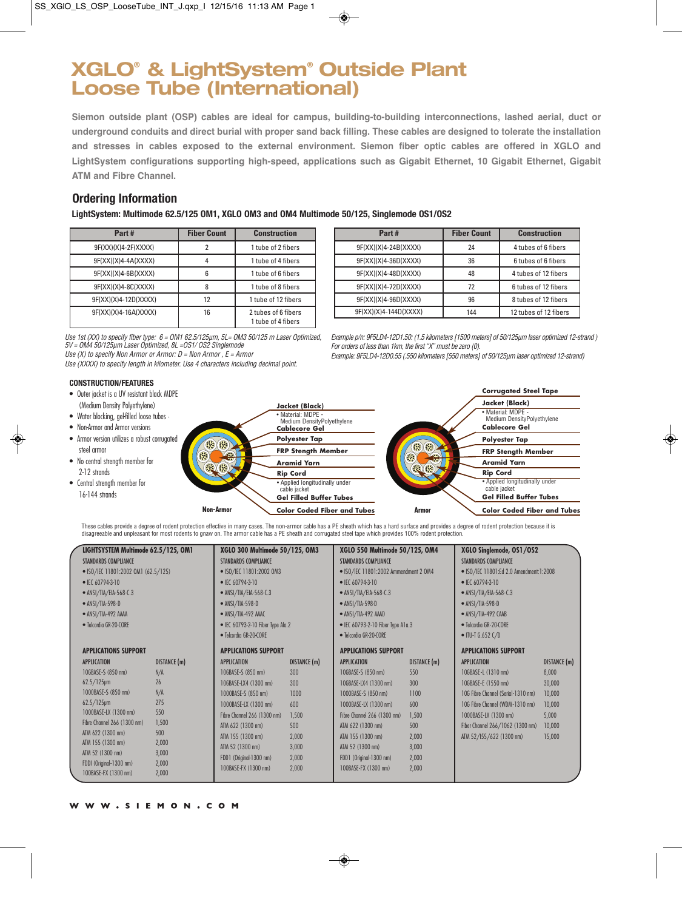# XGLO® & LightSystem® Outside Plant Loose Tube (International)

**Siemon outside plant (OSP) cables are ideal for campus, building-to-building interconnections, lashed aerial, duct or underground conduits and direct burial with proper sand back filling. These cables are designed to tolerate the installation and stresses in cables exposed to the external environment. Siemon fiber optic cables are offered in XGLO and LightSystem configurations supporting high-speed, applications such as Gigabit Ethernet, 10 Gigabit Ethernet, Gigabit ATM and Fibre Channel.**

## Ordering Information

**LightSystem: Multimode 62.5/125 OM1, XGLO OM3 and OM4 Multimode 50/125, Singlemode OS1/OS2**

| Part # | Fiber Count | Construction |
|---|---|---|
| 9F(XX)(X)4-2F(XXXX) | 2 | 1 tube of 2 fibers |
| 9F(XX)(X)4-4A(XXXX) | 4 | 1 tube of 4 fibers |
| 9F(XX)(X)4-6B(XXXX) | 6 | 1 tube of 6 fibers |
| 9F(XX)(X)4-8C(XXXX) | 8 | 1 tube of 8 fibers |
| 9F(XX)(X)4-12D(XXXX) | 12 | 1 tube of 12 fibers |
| 9F(XX)(X)4-16A(XXXX) | 16 | 2 tubes of 6 fibers 1 tube of 4 fibers |

| Part # | Fiber Count | Construction |
|---|---|---|
| 9F(XX)(X)4-24B(XXXX) | 24 | 4 tubes of 6 fibers |
| 9F(XX)(X)4-36D(XXXX) | 36 | 6 tubes of 6 fibers |
| 9F(XX)(X)4-48D(XXXX) | 48 | 4 tubes of 12 fibers |
| 9F(XX)(X)4-72D(XXXX) | 72 | 6 tubes of 12 fibers |
| 9F(XX)(X)4-96D(XXXX) | 96 | 8 tubes of 12 fibers |
| 9F(XX)(X)4-144D(XXXX) | 144 | 12 tubes of 12 fibers |

*Use 1st (XX) to specify fiber type: 6 = OM1 62.5/125µm, 5L= OM3 50/125 m Laser Optimized, 5V = OM4 50/125µm Laser Optimized, 8L =OS1/ OS2 Singlemode*
*Use (X) to specify Non Armor or Armor: D = Non Armor , E = Armor*
*Use (XXXX) to specify length in kilometer. Use 4 characters including decimal point.*

*Example p/n: 9F5LD4-12D1.50: (1.5 kilometers [1500 meters] of 50/125µm laser optimized 12-strand )*
*For orders of less than 1km, the first "X" must be zero (0).*
*Example: 9F5LD4-12D0.55 (.550 kilometers [550 meters] of 50/125µm laser optimized 12-strand)*

**CONSTRUCTION/FEATURES**

- Outer jacket is a UV resistant black MDPE (Medium Density Polyethylene)
- Water blocking, gel-filled loose tubes
- Non-Armor and Armor versions
- Armor version utilizes a robust corrugated steel armor
- No central strength member for 2-12 strands
- Central strength member for 16-144 strands

**Non-Armor**

- **Jacket (Black)**
  - Material: MDPE - Medium DensityPolyethylene
- **Cablecore Gel**
- **Polyester Tap**
- **FRP Stength Member**
- **Aramid Yarn**
- **Rip Cord**
  - Applied longitudinally under cable jacket
- **Gel Filled Buffer Tubes**
- **Color Coded Fiber and Tubes**

**Armor**

- **Corrugated Steel Tape**
- **Jacket (Black)**
  - Material: MDPE - Medium DensityPolyethylene
- **Cablecore Gel**
- **Polyester Tap**
- **FRP Stength Member**
- **Aramid Yarn**
- **Rip Cord**
  - Applied longitudinally under cable jacket
- **Gel Filled Buffer Tubes**
- **Color Coded Fiber and Tubes**

These cables provide a degree of rodent protection effective in many cases. The non-armor cable has a PE sheath which has a hard surface and provides a degree of rodent protection because it is disagreeable and unpleasant for most rodents to gnaw on. The armor cable has a PE sheath and corrugated steel tape which provides 100% rodent protection.

### LIGHTSYSTEM Multimode 62.5/125, OM1

STANDARDS COMPLIANCE

- ISO/IEC 11801:2002 OM1 (62.5/125)
- IEC 60794-3-10
- ANSI/TIA/EIA-568-C.3
- ANSI/TIA-598-D
- ANSI/TIA-492 AAAA
- Telcordia GR-20-CORE

APPLICATIONS SUPPORT

| APPLICATION | DISTANCE (m) |
|---|---|
| 10GBASE-S (850 nm) 62.5/125µm | N/A 26 |
| 1000BASE-S (850 nm) 62.5/125µm | N/A 275 |
| 1000BASE-LX (1300 nm) | 550 |
| Fibre Channel 266 (1300 nm) | 1,500 |
| ATM 622 (1300 nm) | 500 |
| ATM 155 (1300 nm) | 2,000 |
| ATM 52 (1300 nm) | 3,000 |
| FDDI (Original-1300 nm) | 2,000 |
| 100BASE-FX (1300 nm) | 2,000 |

### XGLO 300 Multimode 50/125, OM3

STANDARDS COMPLIANCE

- ISO/IEC 11801:2002 OM3
- IEC 60794-3-10
- ANSI/TIA/EIA-568-C.3
- ANSI/TIA-598-D
- ANSI/TIA-492 AAAC
- IEC 60793-2-10 Fiber Type Ala.2
- Telcordia GR-20-CORE

APPLICATIONS SUPPORT

| APPLICATION | DISTANCE (m) |
|---|---|
| 10GBASE-S (850 nm) | 300 |
| 10GBASE-LX4 (1300 nm) | 300 |
| 1000BASE-S (850 nm) | 1000 |
| 1000BASE-LX (1300 nm) | 600 |
| Fibre Channel 266 (1300 nm) | 1,500 |
| ATM 622 (1300 nm) | 500 |
| ATM 155 (1300 nm) | 2,000 |
| ATM 52 (1300 nm) | 3,000 |
| FDDI (Original-1300 nm) | 2,000 |
| 100BASE-FX (1300 nm) | 2,000 |

### XGLO 550 Multimode 50/125, OM4

STANDARDS COMPLIANCE

- ISO/IEC 11801:2002 Ammendment 2 OM4
- IEC 60794-3-10
- ANSI/TIA/EIA-568-C.3
- ANSI/TIA-598-D
- ANSI/TIA-492 AAAD
- IEC 60793-2-10 Fiber Type A1a.3
- Telcordia GR-20-CORE

APPLICATIONS SUPPORT

| APPLICATION | DISTANCE (m) |
|---|---|
| 10GBASE-S (850 nm) | 550 |
| 10GBASE-LX4 (1300 nm) | 300 |
| 1000BASE-S (850 nm) | 1100 |
| 1000BASE-LX (1300 nm) | 600 |
| Fibre Channel 266 (1300 nm) | 1,500 |
| ATM 622 (1300 nm) | 500 |
| ATM 155 (1300 nm) | 2,000 |
| ATM 52 (1300 nm) | 3,000 |
| FDDI (Original-1300 nm) | 2,000 |
| 100BASE-FX (1300 nm) | 2,000 |

### XGLO Singlemode, OS1/OS2

STANDARDS COMPLIANCE

- ISO/IEC 11801:Ed 2.0 Amendment:1:2008
- IEC 60794-3-10
- ANSI/TIA/EIA-568-C.3
- ANSI/TIA-598-D
- ANSI/TIA-492 CAAB
- Telcordia GR-20-CORE
- ITU-T G.652 C/D

APPLICATIONS SUPPORT

| APPLICATION | DISTANCE (m) |
|---|---|
| 10GBASE-L (1310 nm) | 8,000 |
| 10GBASE-E (1550 nm) | 30,000 |
| 10G Fibre Channel (Serial-1310 nm) | 10,000 |
| 10G Fibre Channel (WDM-1310 nm) | 10,000 |
| 1000BASE-LX (1300 nm) | 5,000 |
| Fiber Channel 266/1062 (1300 nm) | 10,000 |
| ATM 52/155/622 (1300 nm) | 15,000 |

WWW.SIEMON.COM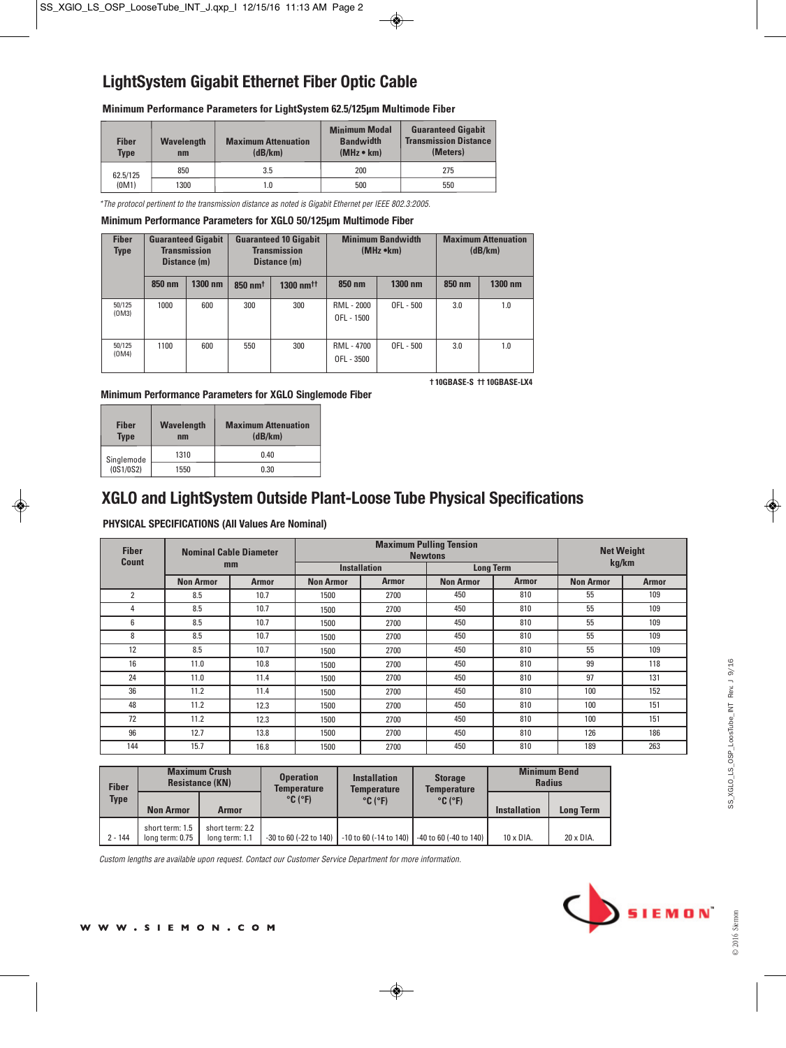# LightSystem Gigabit Ethernet Fiber Optic Cable

### Minimum Performance Parameters for LightSystem 62.5/125µm Multimode Fiber

| Fiber Type | Wavelength nm | Maximum Attenuation (dB/km) | Minimum Modal Bandwidth (MHz • km) | Guaranteed Gigabit Transmission Distance (Meters) |
|---|---|---|---|---|
| 62.5/125 (OM1) | 850 | 3.5 | 200 | 275 |
| | 1300 | 1.0 | 500 | 550 |

*\*The protocol pertinent to the transmission distance as noted is Gigabit Ethernet per IEEE 802.3:2005.*

### Minimum Performance Parameters for XGLO 50/125µm Multimode Fiber

| Fiber Type | Guaranteed Gigabit Transmission Distance (m) | | Guaranteed 10 Gigabit Transmission Distance (m) | | Minimum Bandwidth (MHz •km) | | Maximum Attenuation (dB/km) | |
|---|---|---|---|---|---|---|---|---|
| | 850 nm | 1300 nm | 850 nm† | 1300 nm†† | 850 nm | 1300 nm | 850 nm | 1300 nm |
| 50/125 (OM3) | 1000 | 600 | 300 | 300 | RML - 2000 OFL - 1500 | OFL - 500 | 3.0 | 1.0 |
| 50/125 (OM4) | 1100 | 600 | 550 | 300 | RML - 4700 OFL - 3500 | OFL - 500 | 3.0 | 1.0 |

† 10GBASE-S †† 10GBASE-LX4

### Minimum Performance Parameters for XGLO Singlemode Fiber

| Fiber Type | Wavelength nm | Maximum Attenuation (dB/km) |
|---|---|---|
| Singlemode (OS1/OS2) | 1310 | 0.40 |
| | 1550 | 0.30 |

# XGLO and LightSystem Outside Plant-Loose Tube Physical Specifications

### PHYSICAL SPECIFICATIONS (All Values Are Nominal)

| Fiber Count | Nominal Cable Diameter mm | | Maximum Pulling Tension Newtons | | | | Net Weight kg/km | |
|---|---|---|---|---|---|---|---|---|
| | | | Installation | | Long Term | | | |
| | Non Armor | Armor | Non Armor | Armor | Non Armor | Armor | Non Armor | Armor |
| 2 | 8.5 | 10.7 | 1500 | 2700 | 450 | 810 | 55 | 109 |
| 4 | 8.5 | 10.7 | 1500 | 2700 | 450 | 810 | 55 | 109 |
| 6 | 8.5 | 10.7 | 1500 | 2700 | 450 | 810 | 55 | 109 |
| 8 | 8.5 | 10.7 | 1500 | 2700 | 450 | 810 | 55 | 109 |
| 12 | 8.5 | 10.7 | 1500 | 2700 | 450 | 810 | 55 | 109 |
| 16 | 11.0 | 10.8 | 1500 | 2700 | 450 | 810 | 99 | 118 |
| 24 | 11.0 | 11.4 | 1500 | 2700 | 450 | 810 | 97 | 131 |
| 36 | 11.2 | 11.4 | 1500 | 2700 | 450 | 810 | 100 | 152 |
| 48 | 11.2 | 12.3 | 1500 | 2700 | 450 | 810 | 100 | 151 |
| 72 | 11.2 | 12.3 | 1500 | 2700 | 450 | 810 | 100 | 151 |
| 96 | 12.7 | 13.8 | 1500 | 2700 | 450 | 810 | 126 | 186 |
| 144 | 15.7 | 16.8 | 1500 | 2700 | 450 | 810 | 189 | 263 |

| Fiber Type | Maximum Crush Resistance (KN) | | Operation Temperature °C (°F) | Installation Temperature °C (°F) | Storage Temperature °C (°F) | Minimum Bend Radius | |
|---|---|---|---|---|---|---|---|
| | Non Armor | Armor | | | | Installation | Long Term |
| 2 - 144 | short term: 1.5 long term: 0.75 | short term: 2.2 long term: 1.1 | -30 to 60 (-22 to 140) | -10 to 60 (-14 to 140) | -40 to 60 (-40 to 140) | 10 x DIA. | 20 x DIA. |

*Custom lengths are available upon request. Contact our Customer Service Department for more information.*

W W W . S I E M O N . C O M

SIEMON

SS_XGLO_LS_OSP_LoosTube_INT Rev. J 9/16

© 2016 Siemon